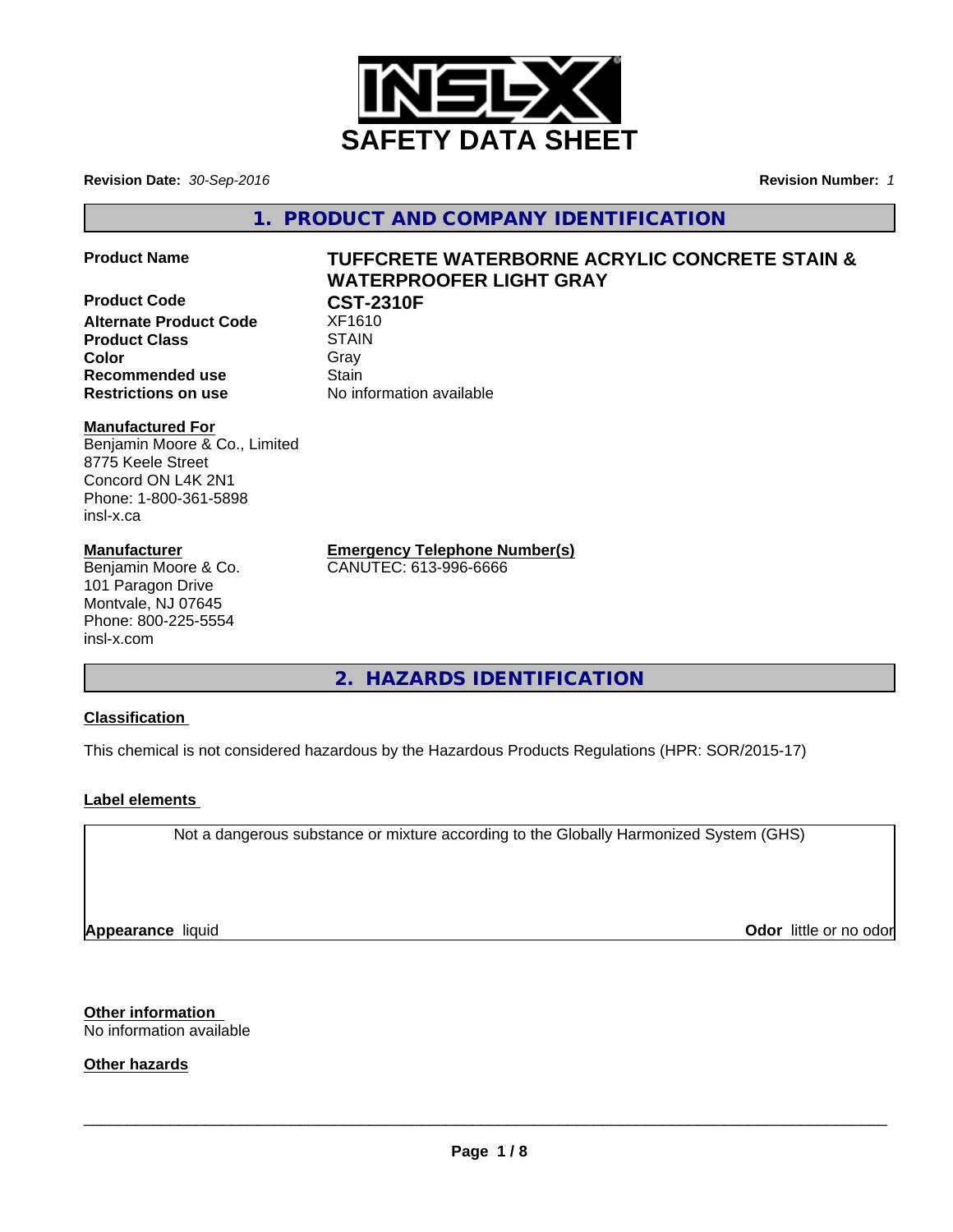# SAFETY DATA SHEET

**Revision Date:** *30-Sep-2016* **Revision Number:** *1*

## 1. PRODUCT AND COMPANY IDENTIFICATION

| | |
|---|---|
| **Product Name** | **TUFFCRETE WATERBORNE ACRYLIC CONCRETE STAIN & WATERPROOFER LIGHT GRAY** |
| **Product Code** | **CST-2310F** |
| **Alternate Product Code** | XF1610 |
| **Product Class** | STAIN |
| **Color** | Gray |
| **Recommended use** | Stain |
| **Restrictions on use** | No information available |

**Manufactured For**
Benjamin Moore & Co., Limited
8775 Keele Street
Concord ON L4K 2N1
Phone: 1-800-361-5898
insl-x.ca

**Manufacturer**
Benjamin Moore & Co.
101 Paragon Drive
Montvale, NJ 07645
Phone: 800-225-5554
insl-x.com

**Emergency Telephone Number(s)**
CANUTEC: 613-996-6666

## 2. HAZARDS IDENTIFICATION

**Classification**

This chemical is not considered hazardous by the Hazardous Products Regulations (HPR: SOR/2015-17)

**Label elements**

Not a dangerous substance or mixture according to the Globally Harmonized System (GHS)

**Appearance** liquid **Odor** little or no odor

**Other information**
No information available

**Other hazards**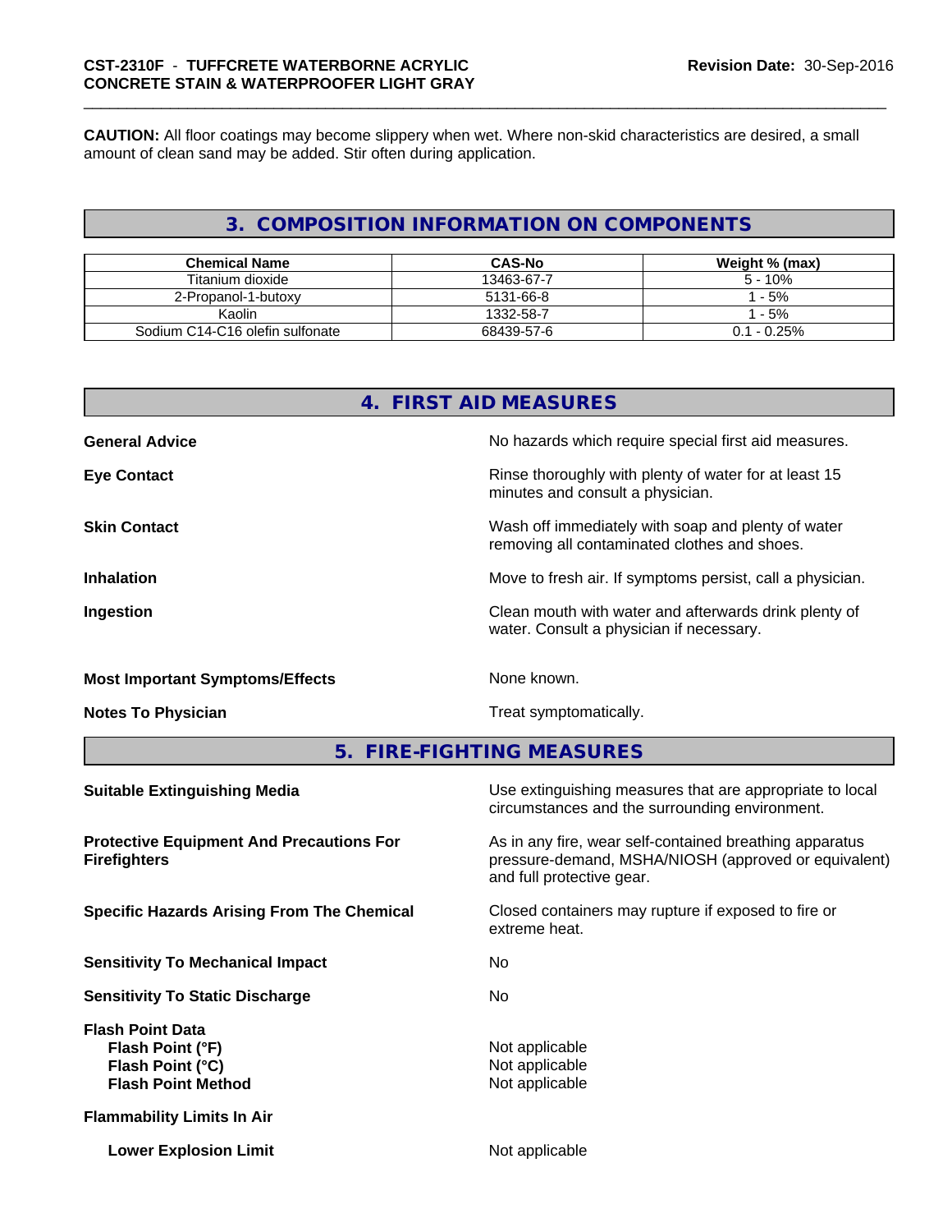**CAUTION:** All floor coatings may become slippery when wet. Where non-skid characteristics are desired, a small amount of clean sand may be added. Stir often during application.

## 3. COMPOSITION INFORMATION ON COMPONENTS

| Chemical Name | CAS-No | Weight % (max) |
|---|---|---|
| Titanium dioxide | 13463-67-7 | 5 - 10% |
| 2-Propanol-1-butoxy | 5131-66-8 | 1 - 5% |
| Kaolin | 1332-58-7 | 1 - 5% |
| Sodium C14-C16 olefin sulfonate | 68439-57-6 | 0.1 - 0.25% |

## 4. FIRST AID MEASURES

**General Advice** No hazards which require special first aid measures.

**Eye Contact** Rinse thoroughly with plenty of water for at least 15 minutes and consult a physician.

**Skin Contact** Wash off immediately with soap and plenty of water removing all contaminated clothes and shoes.

**Inhalation** Move to fresh air. If symptoms persist, call a physician.

**Ingestion** Clean mouth with water and afterwards drink plenty of water. Consult a physician if necessary.

**Most Important Symptoms/Effects** None known.

**Notes To Physician** Treat symptomatically.

## 5. FIRE-FIGHTING MEASURES

**Suitable Extinguishing Media** Use extinguishing measures that are appropriate to local circumstances and the surrounding environment.

**Protective Equipment And Precautions For Firefighters** As in any fire, wear self-contained breathing apparatus pressure-demand, MSHA/NIOSH (approved or equivalent) and full protective gear.

**Specific Hazards Arising From The Chemical** Closed containers may rupture if exposed to fire or extreme heat.

**Sensitivity To Mechanical Impact** No

**Sensitivity To Static Discharge** No

**Flash Point Data**
- **Flash Point (°F)** Not applicable
- **Flash Point (°C)** Not applicable
- **Flash Point Method** Not applicable

**Flammability Limits In Air**

- **Lower Explosion Limit** Not applicable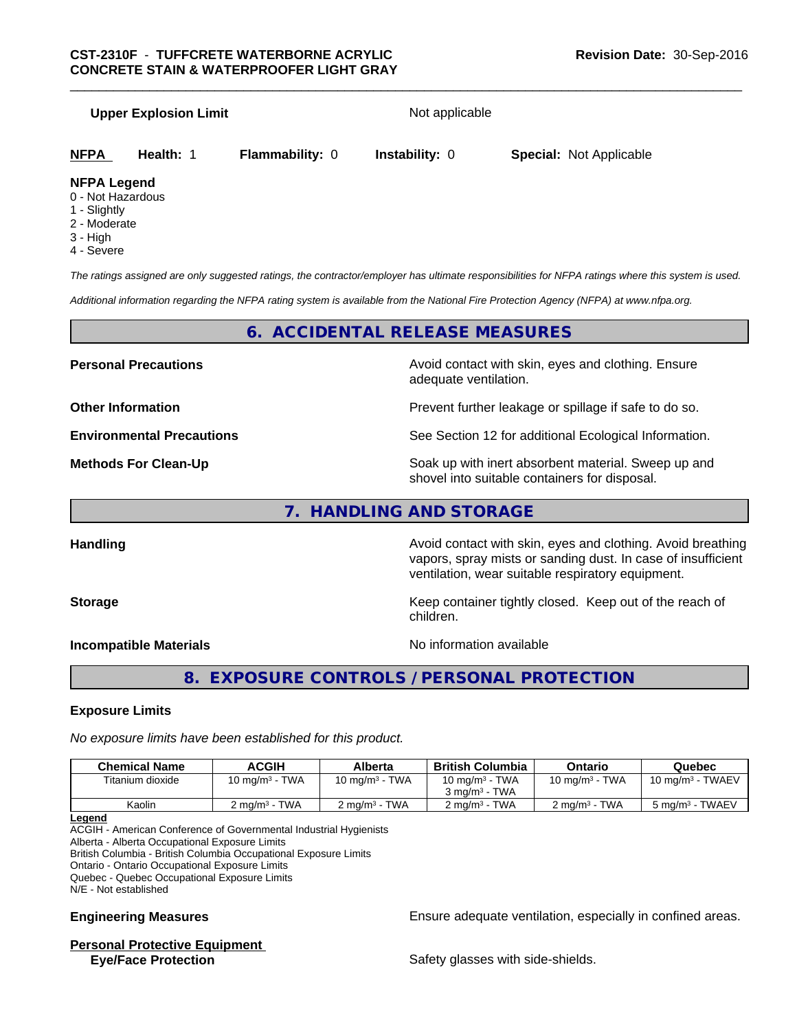**Upper Explosion Limit** Not applicable

**NFPA** **Health:** 1 **Flammability:** 0 **Instability:** 0 **Special:** Not Applicable

**NFPA Legend**
0 - Not Hazardous
1 - Slightly
2 - Moderate
3 - High
4 - Severe

*The ratings assigned are only suggested ratings, the contractor/employer has ultimate responsibilities for NFPA ratings where this system is used.*

*Additional information regarding the NFPA rating system is available from the National Fire Protection Agency (NFPA) at www.nfpa.org.*

## 6. ACCIDENTAL RELEASE MEASURES

**Personal Precautions** Avoid contact with skin, eyes and clothing. Ensure adequate ventilation.

**Other Information** Prevent further leakage or spillage if safe to do so.

**Environmental Precautions** See Section 12 for additional Ecological Information.

**Methods For Clean-Up** Soak up with inert absorbent material. Sweep up and shovel into suitable containers for disposal.

## 7. HANDLING AND STORAGE

**Handling** Avoid contact with skin, eyes and clothing. Avoid breathing vapors, spray mists or sanding dust. In case of insufficient ventilation, wear suitable respiratory equipment.

**Storage** Keep container tightly closed. Keep out of the reach of children.

**Incompatible Materials** No information available

## 8. EXPOSURE CONTROLS / PERSONAL PROTECTION

### Exposure Limits

*No exposure limits have been established for this product.*

| Chemical Name | ACGIH | Alberta | British Columbia | Ontario | Quebec |
|---|---|---|---|---|---|
| Titanium dioxide | 10 mg/m$^3$ - TWA | 10 mg/m$^3$ - TWA | 10 mg/m$^3$ - TWA<br>3 mg/m$^3$ - TWA | 10 mg/m$^3$ - TWA | 10 mg/m$^3$ - TWAEV |
| Kaolin | 2 mg/m$^3$ - TWA | 2 mg/m$^3$ - TWA | 2 mg/m$^3$ - TWA | 2 mg/m$^3$ - TWA | 5 mg/m$^3$ - TWAEV |

**Legend**
ACGIH - American Conference of Governmental Industrial Hygienists
Alberta - Alberta Occupational Exposure Limits
British Columbia - British Columbia Occupational Exposure Limits
Ontario - Ontario Occupational Exposure Limits
Quebec - Quebec Occupational Exposure Limits
N/E - Not established

**Engineering Measures** Ensure adequate ventilation, especially in confined areas.

**Personal Protective Equipment**

**Eye/Face Protection** Safety glasses with side-shields.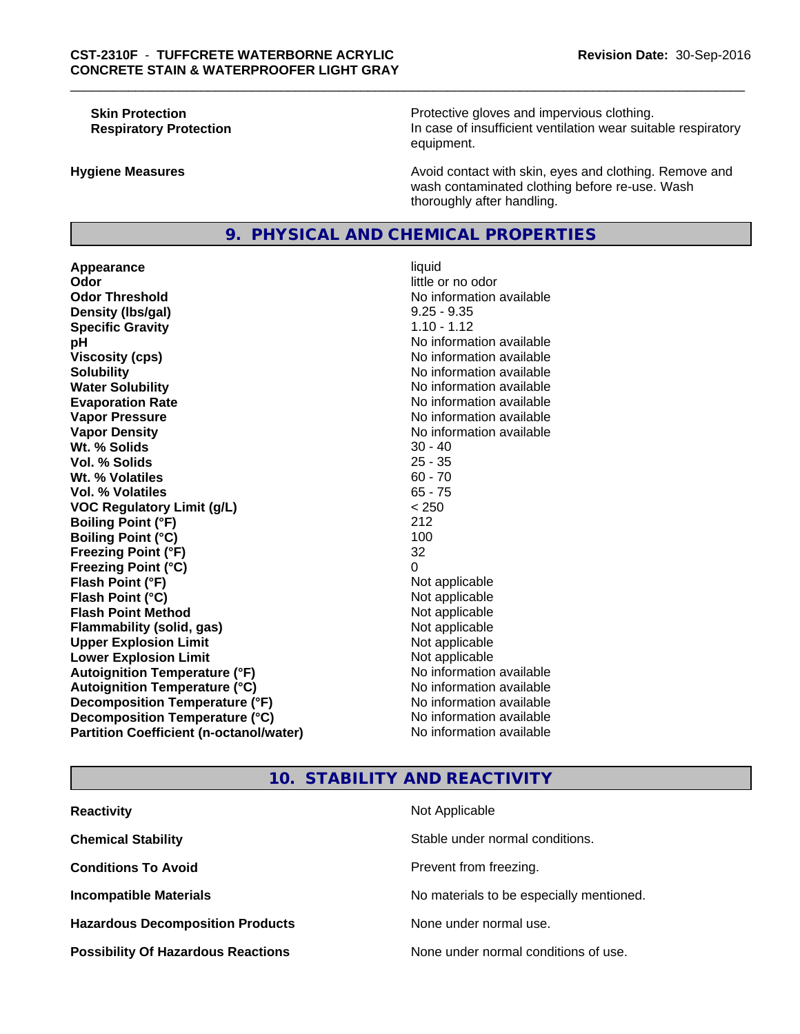| | |
|---|---|
| **Skin Protection** | Protective gloves and impervious clothing. |
| **Respiratory Protection** | In case of insufficient ventilation wear suitable respiratory equipment. |
| **Hygiene Measures** | Avoid contact with skin, eyes and clothing. Remove and wash contaminated clothing before re-use. Wash thoroughly after handling. |

## 9. PHYSICAL AND CHEMICAL PROPERTIES

| | |
|---|---|
| **Appearance** | liquid |
| **Odor** | little or no odor |
| **Odor Threshold** | No information available |
| **Density (lbs/gal)** | 9.25 - 9.35 |
| **Specific Gravity** | 1.10 - 1.12 |
| **pH** | No information available |
| **Viscosity (cps)** | No information available |
| **Solubility** | No information available |
| **Water Solubility** | No information available |
| **Evaporation Rate** | No information available |
| **Vapor Pressure** | No information available |
| **Vapor Density** | No information available |
| **Wt. % Solids** | 30 - 40 |
| **Vol. % Solids** | 25 - 35 |
| **Wt. % Volatiles** | 60 - 70 |
| **Vol. % Volatiles** | 65 - 75 |
| **VOC Regulatory Limit (g/L)** | < 250 |
| **Boiling Point (°F)** | 212 |
| **Boiling Point (°C)** | 100 |
| **Freezing Point (°F)** | 32 |
| **Freezing Point (°C)** | 0 |
| **Flash Point (°F)** | Not applicable |
| **Flash Point (°C)** | Not applicable |
| **Flash Point Method** | Not applicable |
| **Flammability (solid, gas)** | Not applicable |
| **Upper Explosion Limit** | Not applicable |
| **Lower Explosion Limit** | Not applicable |
| **Autoignition Temperature (°F)** | No information available |
| **Autoignition Temperature (°C)** | No information available |
| **Decomposition Temperature (°F)** | No information available |
| **Decomposition Temperature (°C)** | No information available |
| **Partition Coefficient (n-octanol/water)** | No information available |

## 10. STABILITY AND REACTIVITY

| | |
|---|---|
| **Reactivity** | Not Applicable |
| **Chemical Stability** | Stable under normal conditions. |
| **Conditions To Avoid** | Prevent from freezing. |
| **Incompatible Materials** | No materials to be especially mentioned. |
| **Hazardous Decomposition Products** | None under normal use. |
| **Possibility Of Hazardous Reactions** | None under normal conditions of use. |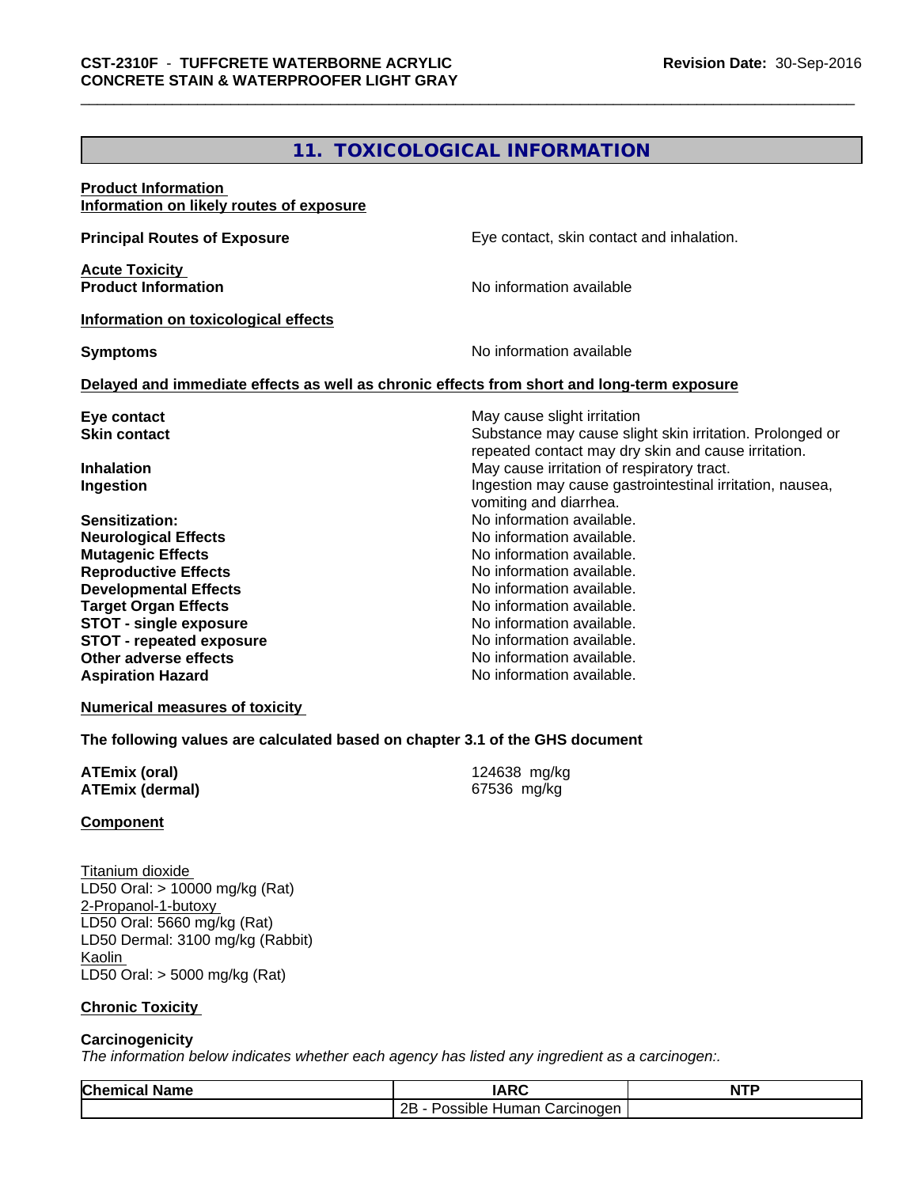## 11. TOXICOLOGICAL INFORMATION

**Product Information**
**Information on likely routes of exposure**

**Principal Routes of Exposure** Eye contact, skin contact and inhalation.

**Acute Toxicity**
**Product Information** No information available

**Information on toxicological effects**

**Symptoms** No information available

**Delayed and immediate effects as well as chronic effects from short and long-term exposure**

**Eye contact** May cause slight irritation
**Skin contact** Substance may cause slight skin irritation. Prolonged or repeated contact may dry skin and cause irritation.
**Inhalation** May cause irritation of respiratory tract.
**Ingestion** Ingestion may cause gastrointestinal irritation, nausea, vomiting and diarrhea.
**Sensitization:** No information available.
**Neurological Effects** No information available.
**Mutagenic Effects** No information available.
**Reproductive Effects** No information available.
**Developmental Effects** No information available.
**Target Organ Effects** No information available.
**STOT - single exposure** No information available.
**STOT - repeated exposure** No information available.
**Other adverse effects** No information available.
**Aspiration Hazard** No information available.

**Numerical measures of toxicity**

**The following values are calculated based on chapter 3.1 of the GHS document**

**ATEmix (oral)** 124638 mg/kg
**ATEmix (dermal)** 67536 mg/kg

**Component**

Titanium dioxide
LD50 Oral: > 10000 mg/kg (Rat)
2-Propanol-1-butoxy
LD50 Oral: 5660 mg/kg (Rat)
LD50 Dermal: 3100 mg/kg (Rabbit)
Kaolin
LD50 Oral: > 5000 mg/kg (Rat)

**Chronic Toxicity**

**Carcinogenicity**
*The information below indicates whether each agency has listed any ingredient as a carcinogen:.*

| Chemical Name | IARC | NTP |
|---|---|---|
| | 2B - Possible Human Carcinogen | |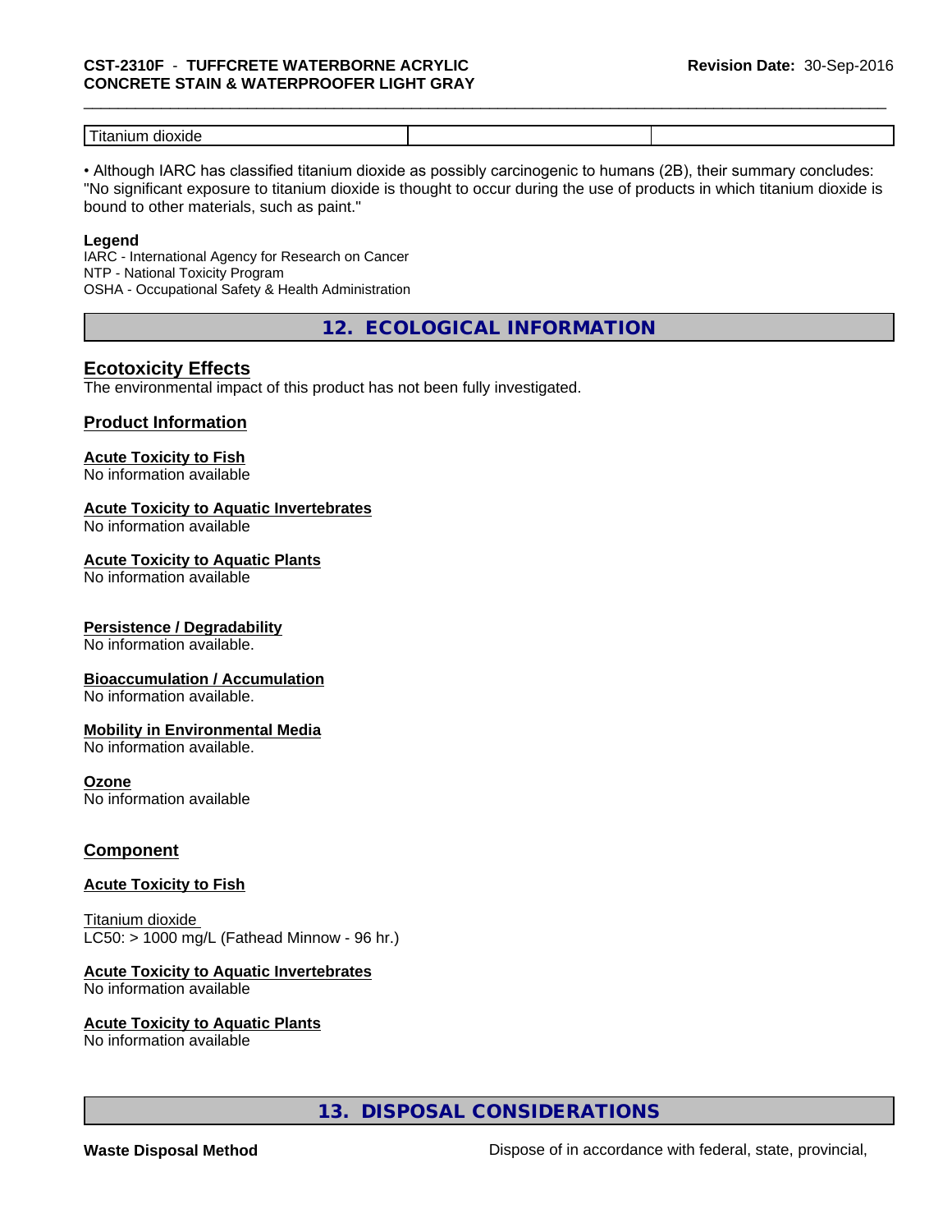| Titanium dioxide | | |
|---|---|---|

• Although IARC has classified titanium dioxide as possibly carcinogenic to humans (2B), their summary concludes: "No significant exposure to titanium dioxide is thought to occur during the use of products in which titanium dioxide is bound to other materials, such as paint."

**Legend**

IARC - International Agency for Research on Cancer
NTP - National Toxicity Program
OSHA - Occupational Safety & Health Administration

## 12. ECOLOGICAL INFORMATION

### Ecotoxicity Effects

The environmental impact of this product has not been fully investigated.

### Product Information

**Acute Toxicity to Fish**
No information available

**Acute Toxicity to Aquatic Invertebrates**
No information available

**Acute Toxicity to Aquatic Plants**
No information available

**Persistence / Degradability**
No information available.

**Bioaccumulation / Accumulation**
No information available.

**Mobility in Environmental Media**
No information available.

**Ozone**
No information available

### Component

**Acute Toxicity to Fish**

Titanium dioxide
LC50: > 1000 mg/L (Fathead Minnow - 96 hr.)

**Acute Toxicity to Aquatic Invertebrates**
No information available

**Acute Toxicity to Aquatic Plants**
No information available

## 13. DISPOSAL CONSIDERATIONS

**Waste Disposal Method** Dispose of in accordance with federal, state, provincial,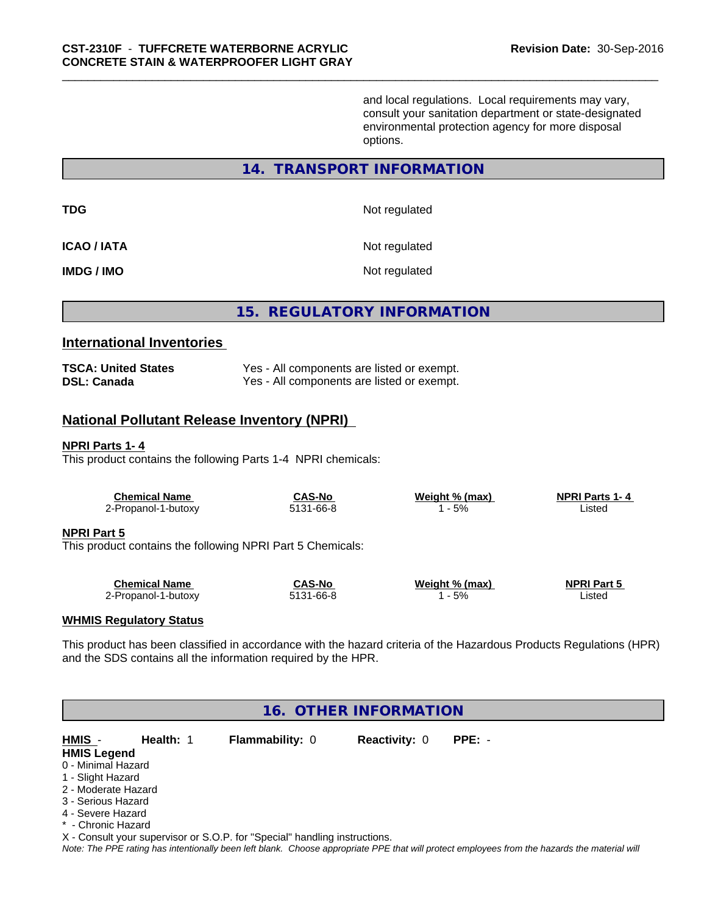and local regulations. Local requirements may vary, consult your sanitation department or state-designated environmental protection agency for more disposal options.

## 14. TRANSPORT INFORMATION

| | |
|---|---|
| **TDG** | Not regulated |
| **ICAO / IATA** | Not regulated |
| **IMDG / IMO** | Not regulated |

## 15. REGULATORY INFORMATION

### International Inventories

| | |
|---|---|
| **TSCA: United States** | Yes - All components are listed or exempt. |
| **DSL: Canada** | Yes - All components are listed or exempt. |

### National Pollutant Release Inventory (NPRI)

**NPRI Parts 1- 4**

This product contains the following Parts 1-4 NPRI chemicals:

| Chemical Name | CAS-No | Weight % (max) | NPRI Parts 1- 4 |
|---|---|---|---|
| 2-Propanol-1-butoxy | 5131-66-8 | 1 - 5% | Listed |

**NPRI Part 5**

This product contains the following NPRI Part 5 Chemicals:

| Chemical Name | CAS-No | Weight % (max) | NPRI Part 5 |
|---|---|---|---|
| 2-Propanol-1-butoxy | 5131-66-8 | 1 - 5% | Listed |

**WHMIS Regulatory Status**

This product has been classified in accordance with the hazard criteria of the Hazardous Products Regulations (HPR) and the SDS contains all the information required by the HPR.

## 16. OTHER INFORMATION

**HMIS** - **Health:** 1 **Flammability:** 0 **Reactivity:** 0 **PPE:** -

**HMIS Legend**

0 - Minimal Hazard
1 - Slight Hazard
2 - Moderate Hazard
3 - Serious Hazard
4 - Severe Hazard
* - Chronic Hazard
X - Consult your supervisor or S.O.P. for "Special" handling instructions.

*Note: The PPE rating has intentionally been left blank. Choose appropriate PPE that will protect employees from the hazards the material will*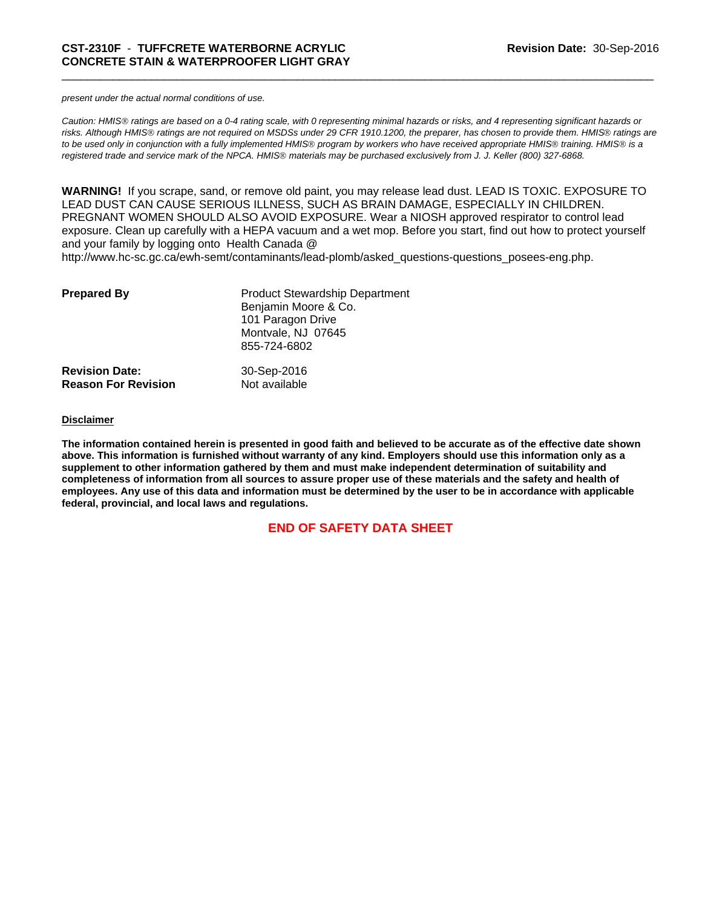*present under the actual normal conditions of use.*

*Caution: HMIS® ratings are based on a 0-4 rating scale, with 0 representing minimal hazards or risks, and 4 representing significant hazards or risks. Although HMIS® ratings are not required on MSDSs under 29 CFR 1910.1200, the preparer, has chosen to provide them. HMIS® ratings are to be used only in conjunction with a fully implemented HMIS® program by workers who have received appropriate HMIS® training. HMIS® is a registered trade and service mark of the NPCA. HMIS® materials may be purchased exclusively from J. J. Keller (800) 327-6868.*

**WARNING!** If you scrape, sand, or remove old paint, you may release lead dust. LEAD IS TOXIC. EXPOSURE TO LEAD DUST CAN CAUSE SERIOUS ILLNESS, SUCH AS BRAIN DAMAGE, ESPECIALLY IN CHILDREN. PREGNANT WOMEN SHOULD ALSO AVOID EXPOSURE. Wear a NIOSH approved respirator to control lead exposure. Clean up carefully with a HEPA vacuum and a wet mop. Before you start, find out how to protect yourself and your family by logging onto Health Canada @ http://www.hc-sc.gc.ca/ewh-semt/contaminants/lead-plomb/asked_questions-questions_posees-eng.php.

| | |
|---|---|
| **Prepared By** | Product Stewardship Department<br>Benjamin Moore & Co.<br>101 Paragon Drive<br>Montvale, NJ 07645<br>855-724-6802 |
| **Revision Date:** | 30-Sep-2016 |
| **Reason For Revision** | Not available |

**Disclaimer**

**The information contained herein is presented in good faith and believed to be accurate as of the effective date shown above. This information is furnished without warranty of any kind. Employers should use this information only as a supplement to other information gathered by them and must make independent determination of suitability and completeness of information from all sources to assure proper use of these materials and the safety and health of employees. Any use of this data and information must be determined by the user to be in accordance with applicable federal, provincial, and local laws and regulations.**

**END OF SAFETY DATA SHEET**